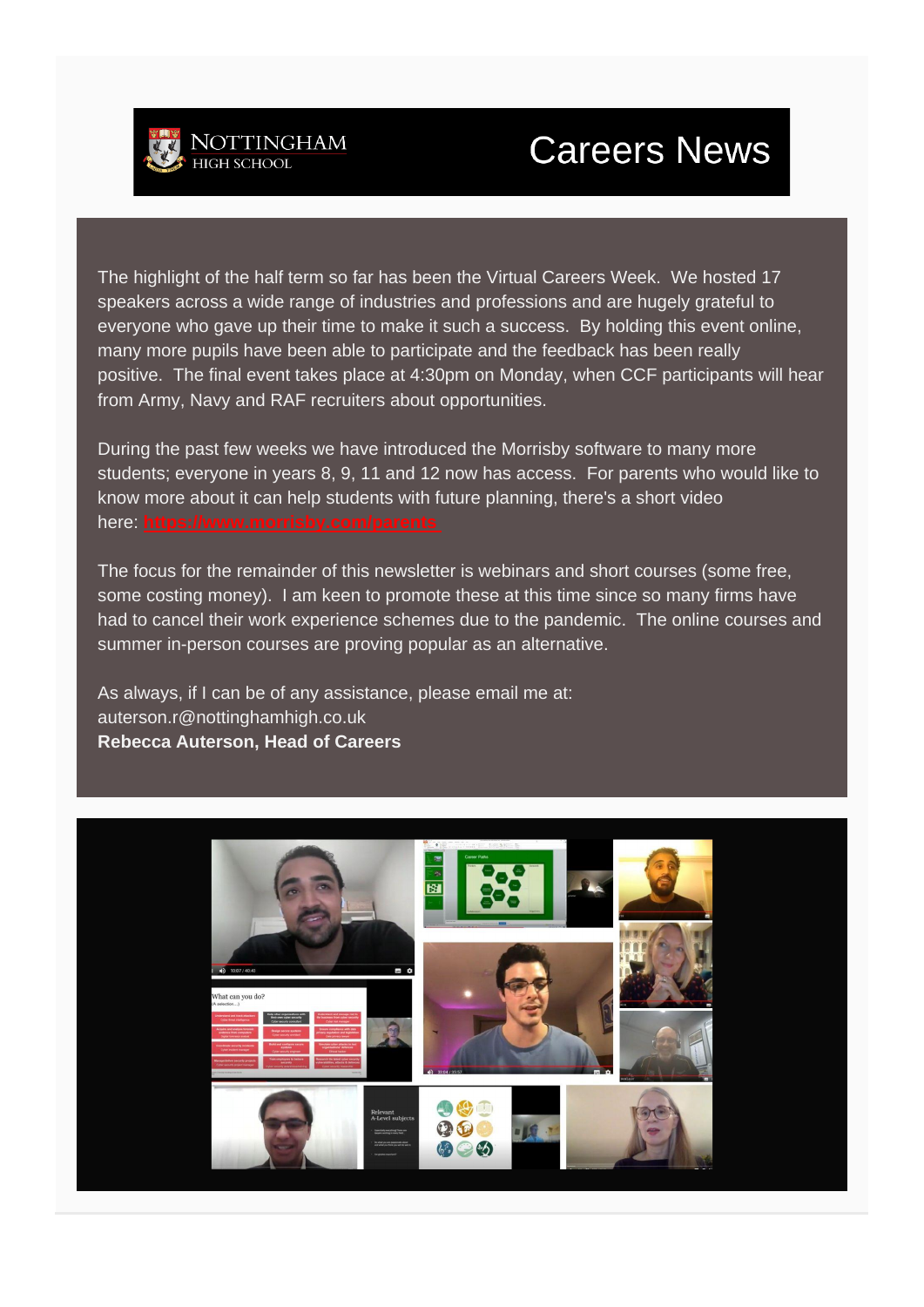NOTTINGHAM HIGH SCHOOL

# Careers News

The highlight of the half term so far has been the Virtual Careers Week. We hosted 17 speakers across a wide range of industries and professions and are hugely grateful to everyone who gave up their time to make it such a success. By holding this event online, many more pupils have been able to participate and the feedback has been really positive. The final event takes place at 4:30pm on Monday, when CCF participants will hear from Army, Navy and RAF recruiters about opportunities.

During the past few weeks we have introduced the Morrisby software to many more students; everyone in years 8, 9, 11 and 12 now has access. For parents who would like to know more about it can help students with future planning, there's a short video here: **https://www.morrisby.com/parents**

The focus for the remainder of this newsletter is webinars and short courses (some free, some costing money). I am keen to promote these at this time since so many firms have had to cancel their work experience schemes due to the pandemic. The online courses and summer in-person courses are proving popular as an alternative.

As always, if I can be of any assistance, please email me at: auterson.r@nottinghamhigh.co.uk
**Rebecca Auterson, Head of Careers**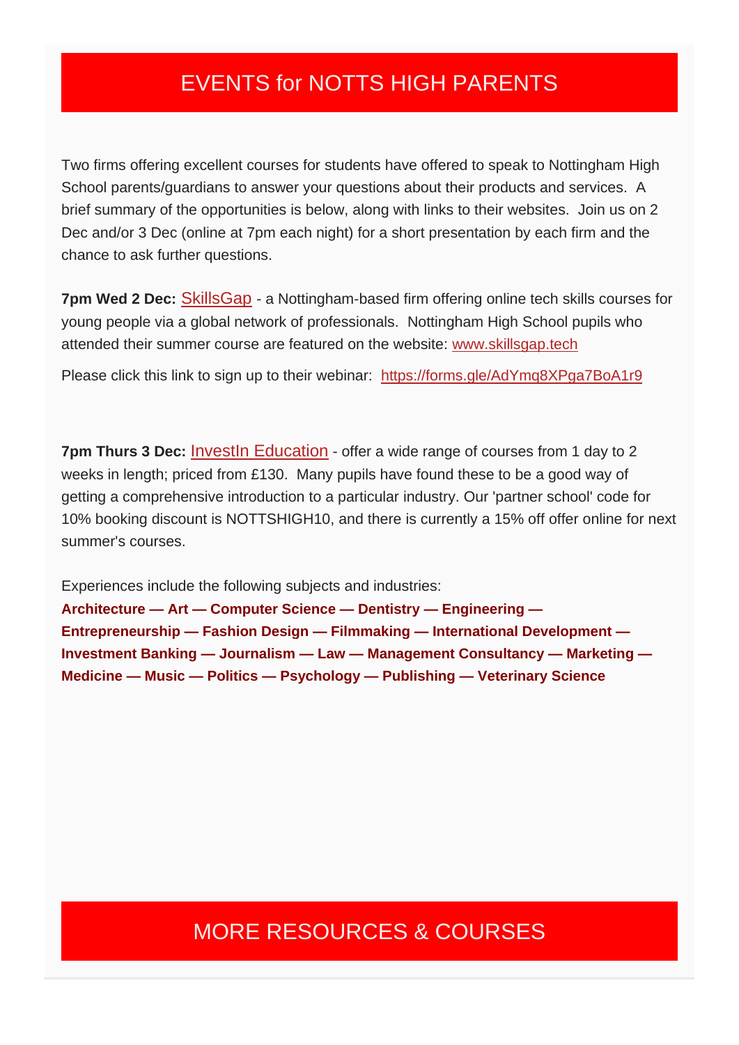## EVENTS for NOTTS HIGH PARENTS

Two firms offering excellent courses for students have offered to speak to Nottingham High School parents/guardians to answer your questions about their products and services. A brief summary of the opportunities is below, along with links to their websites. Join us on 2 Dec and/or 3 Dec (online at 7pm each night) for a short presentation by each firm and the chance to ask further questions.

**7pm Wed 2 Dec:** SkillsGap - a Nottingham-based firm offering online tech skills courses for young people via a global network of professionals. Nottingham High School pupils who attended their summer course are featured on the website: www.skillsgap.tech

Please click this link to sign up to their webinar: https://forms.gle/AdYmq8XPga7BoA1r9

**7pm Thurs 3 Dec:** InvestIn Education - offer a wide range of courses from 1 day to 2 weeks in length; priced from £130. Many pupils have found these to be a good way of getting a comprehensive introduction to a particular industry. Our 'partner school' code for 10% booking discount is NOTTSHIGH10, and there is currently a 15% off offer online for next summer's courses.

Experiences include the following subjects and industries:

**Architecture — Art — Computer Science — Dentistry — Engineering — Entrepreneurship — Fashion Design — Filmmaking — International Development — Investment Banking — Journalism — Law — Management Consultancy — Marketing — Medicine — Music — Politics — Psychology — Publishing — Veterinary Science**

## MORE RESOURCES & COURSES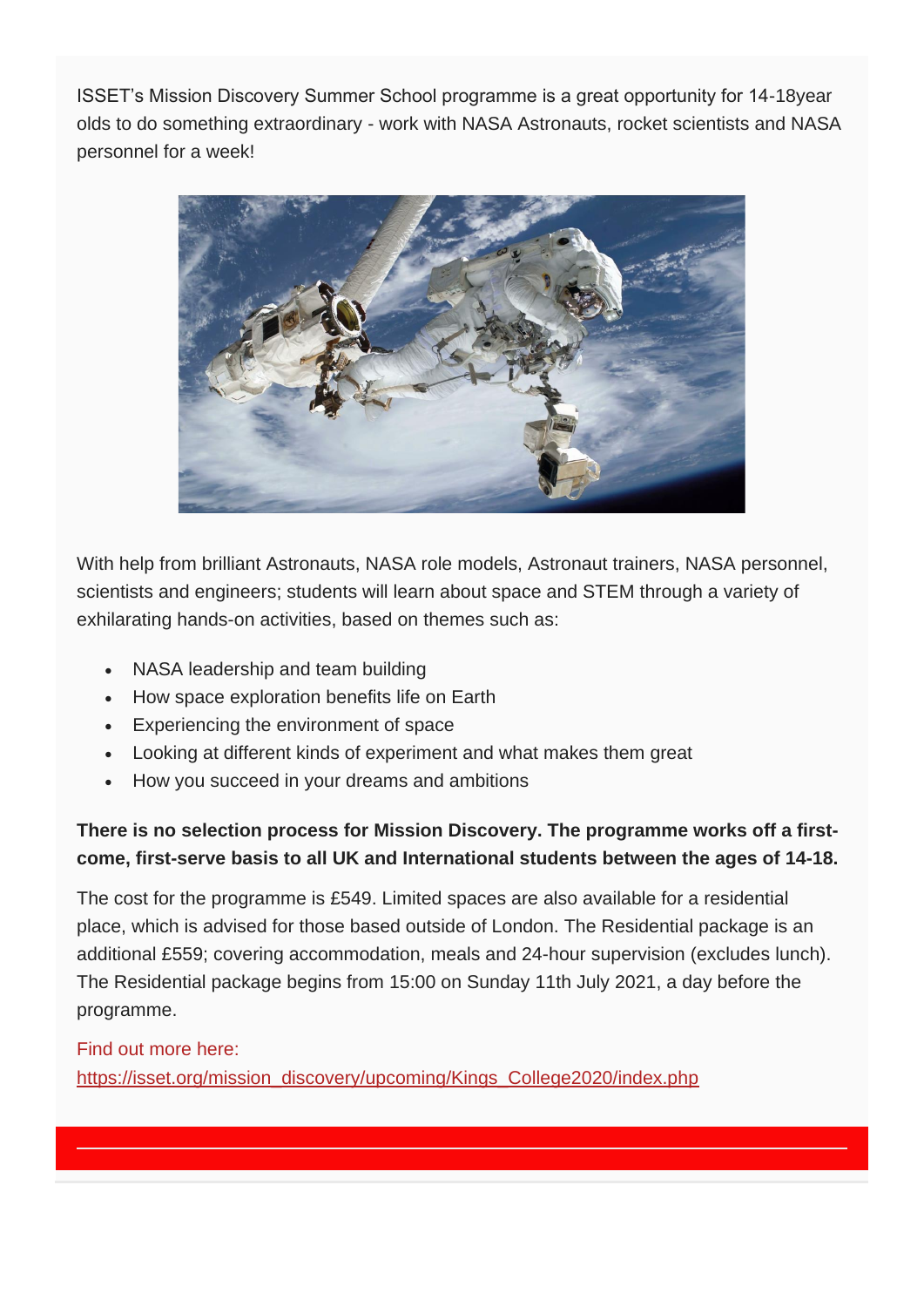ISSET's Mission Discovery Summer School programme is a great opportunity for 14-18year olds to do something extraordinary - work with NASA Astronauts, rocket scientists and NASA personnel for a week!

With help from brilliant Astronauts, NASA role models, Astronaut trainers, NASA personnel, scientists and engineers; students will learn about space and STEM through a variety of exhilarating hands-on activities, based on themes such as:

- NASA leadership and team building
- How space exploration benefits life on Earth
- Experiencing the environment of space
- Looking at different kinds of experiment and what makes them great
- How you succeed in your dreams and ambitions

**There is no selection process for Mission Discovery. The programme works off a first-come, first-serve basis to all UK and International students between the ages of 14-18.**

The cost for the programme is £549. Limited spaces are also available for a residential place, which is advised for those based outside of London. The Residential package is an additional £559; covering accommodation, meals and 24-hour supervision (excludes lunch). The Residential package begins from 15:00 on Sunday 11th July 2021, a day before the programme.

Find out more here:
https://isset.org/mission_discovery/upcoming/Kings_College2020/index.php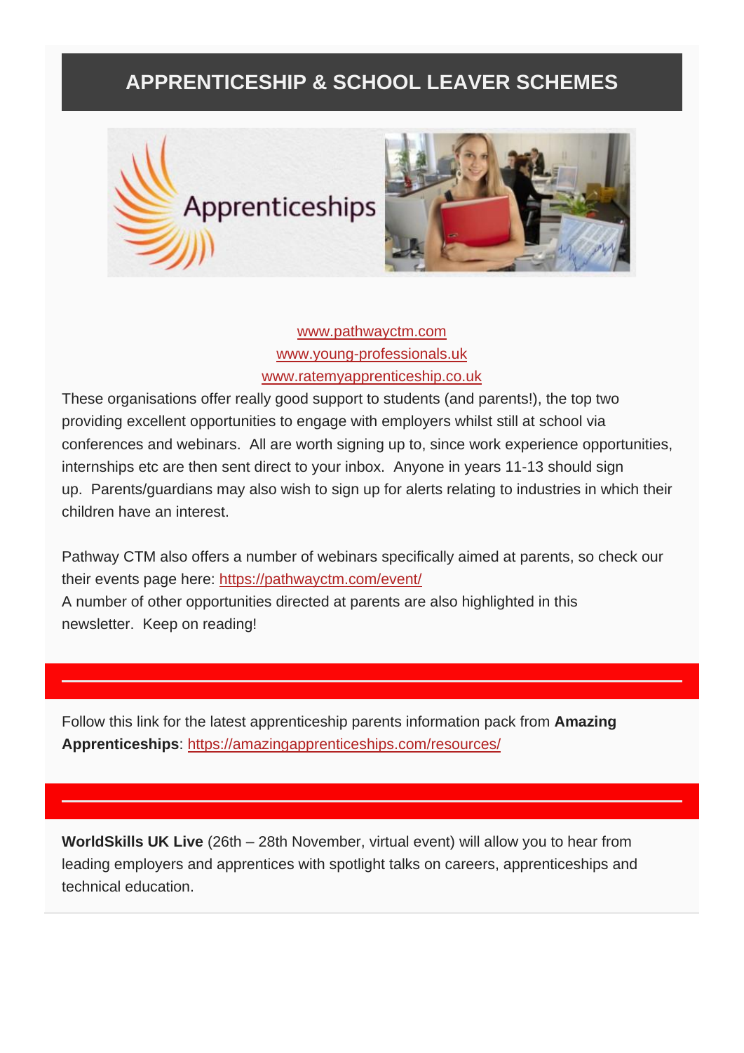## APPRENTICESHIP & SCHOOL LEAVER SCHEMES

www.pathwayctm.com
www.young-professionals.uk
www.ratemyapprenticeship.co.uk

These organisations offer really good support to students (and parents!), the top two providing excellent opportunities to engage with employers whilst still at school via conferences and webinars. All are worth signing up to, since work experience opportunities, internships etc are then sent direct to your inbox. Anyone in years 11-13 should sign up. Parents/guardians may also wish to sign up for alerts relating to industries in which their children have an interest.

Pathway CTM also offers a number of webinars specifically aimed at parents, so check our their events page here: https://pathwayctm.com/event/
A number of other opportunities directed at parents are also highlighted in this newsletter. Keep on reading!

---

Follow this link for the latest apprenticeship parents information pack from **Amazing Apprenticeships**: https://amazingapprenticeships.com/resources/

---

**WorldSkills UK Live** (26th – 28th November, virtual event) will allow you to hear from leading employers and apprentices with spotlight talks on careers, apprenticeships and technical education.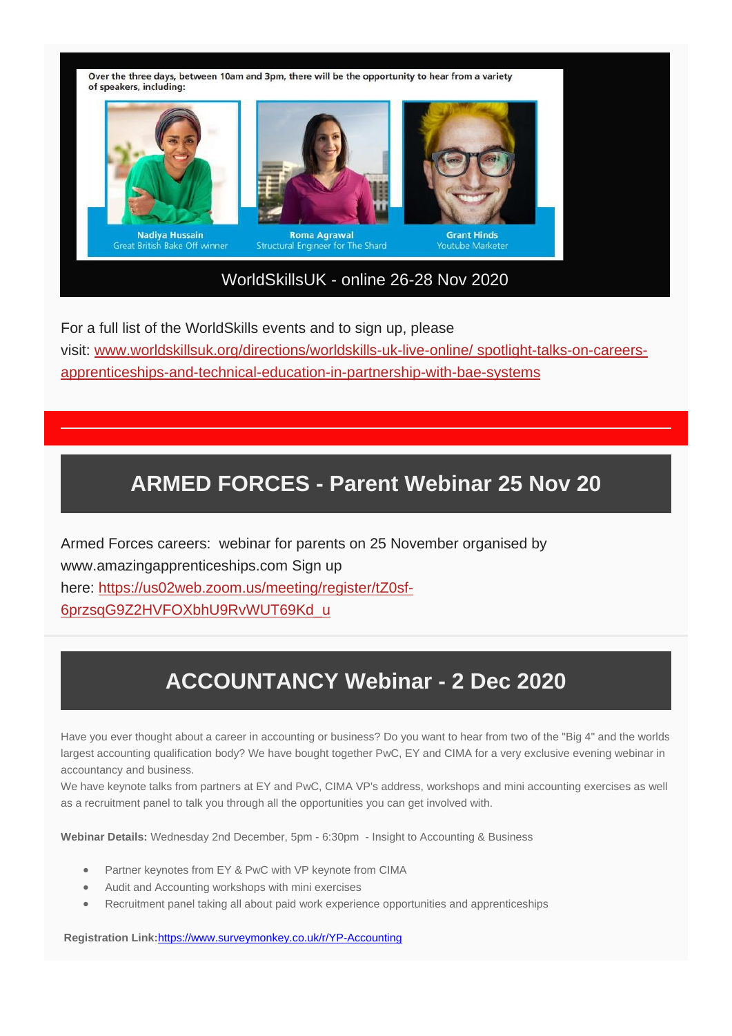Over the three days, between 10am and 3pm, there will be the opportunity to hear from a variety of speakers, including:

Nadiya Hussain
Great British Bake Off winner

Roma Agrawal
Structural Engineer for The Shard

Grant Hinds
Youtube Marketer

WorldSkillsUK - online 26-28 Nov 2020

For a full list of the WorldSkills events and to sign up, please visit: www.worldskillsuk.org/directions/worldskills-uk-live-online/ spotlight-talks-on-careers-apprenticeships-and-technical-education-in-partnership-with-bae-systems

## ARMED FORCES - Parent Webinar 25 Nov 20

Armed Forces careers: webinar for parents on 25 November organised by www.amazingapprenticeships.com Sign up here: https://us02web.zoom.us/meeting/register/tZ0sf-6przsqG9Z2HVFOXbhU9RvWUT69Kd_u

## ACCOUNTANCY Webinar - 2 Dec 2020

Have you ever thought about a career in accounting or business? Do you want to hear from two of the "Big 4" and the worlds largest accounting qualification body? We have bought together PwC, EY and CIMA for a very exclusive evening webinar in accountancy and business.
We have keynote talks from partners at EY and PwC, CIMA VP's address, workshops and mini accounting exercises as well as a recruitment panel to talk you through all the opportunities you can get involved with.

**Webinar Details:** Wednesday 2nd December, 5pm - 6:30pm - Insight to Accounting & Business

- Partner keynotes from EY & PwC with VP keynote from CIMA
- Audit and Accounting workshops with mini exercises
- Recruitment panel taking all about paid work experience opportunities and apprenticeships

**Registration Link:**https://www.surveymonkey.co.uk/r/YP-Accounting